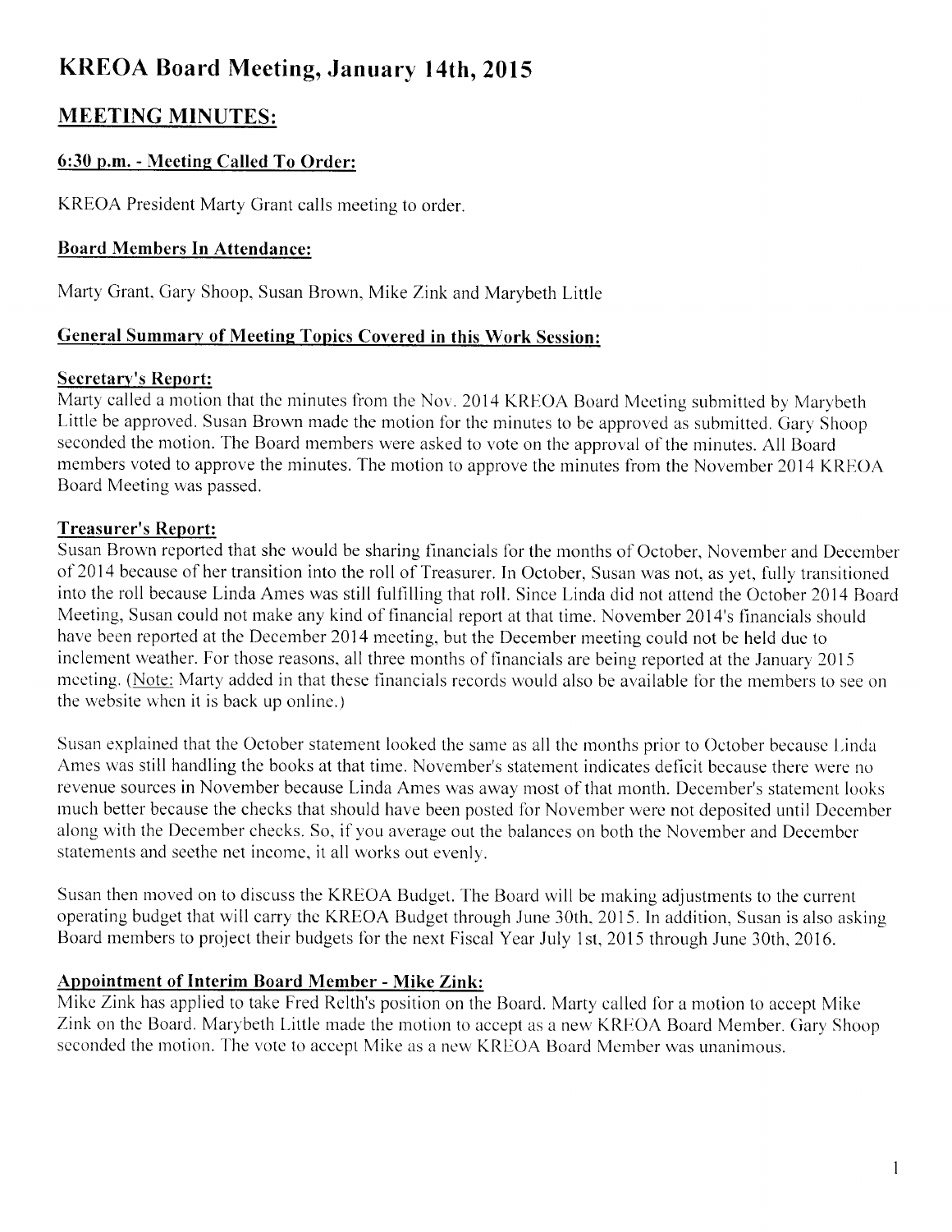# KREOA Board Meeting, January 14th, 2015

## MEETING MINUTES:

### 6:30 p.m. - Meeting Called To Order:

KREOA President Marty Grant calls meeting to order.

### Board Members In Attendance:

Marty Grant, Gary Shoop, Susan Brown, Mike Zink and Marybeth Little

### General Summary of Meeting Topics Covered in this Work Session:

**Secretary's Report:**

Marty called a motion that the minutes from the Nov. 2014 KREOA Board Meeting submitted by Marybeth Little be approved. Susan Brown made the motion for the minutes to be approved as submitted. Gary Shoop seconded the motion. The Board members were asked to vote on the approval of the minutes. All Board members voted to approve the minutes. The motion to approve the minutes from the November 2014 KREOA Board Meeting was passed.

**Treasurer's Report:**

Susan Brown reported that she would be sharing financials for the months of October, November and December of 2014 because of her transition into the roll of Treasurer. In October, Susan was not, as yet, fully transitioned into the roll because Linda Ames was still fulfilling that roll. Since Linda did not attend the October 2014 Board Meeting, Susan could not make any kind of financial report at that time. November 2014's financials should have been reported at the December 2014 meeting, but the December meeting could not be held due to inclement weather. For those reasons, all three months of financials are being reported at the January 2015 meeting. (Note: Marty added in that these financials records would also be available for the members to see on the website when it is back up online.)

Susan explained that the October statement looked the same as all the months prior to October because Linda Ames was still handling the books at that time. November's statement indicates deficit because there were no revenue sources in November because Linda Ames was away most of that month. December's statement looks much better because the checks that should have been posted for November were not deposited until December along with the December checks. So, if you average out the balances on both the November and December statements and seethe net income, it all works out evenly.

Susan then moved on to discuss the KREOA Budget. The Board will be making adjustments to the current operating budget that will carry the KREOA Budget through June 30th, 2015. In addition, Susan is also asking Board members to project their budgets for the next Fiscal Year July 1st, 2015 through June 30th, 2016.

**Appointment of Interim Board Member - Mike Zink:**

Mike Zink has applied to take Fred Relth's position on the Board. Marty called for a motion to accept Mike Zink on the Board. Marybeth Little made the motion to accept as a new KREOA Board Member. Gary Shoop seconded the motion. The vote to accept Mike as a new KREOA Board Member was unanimous.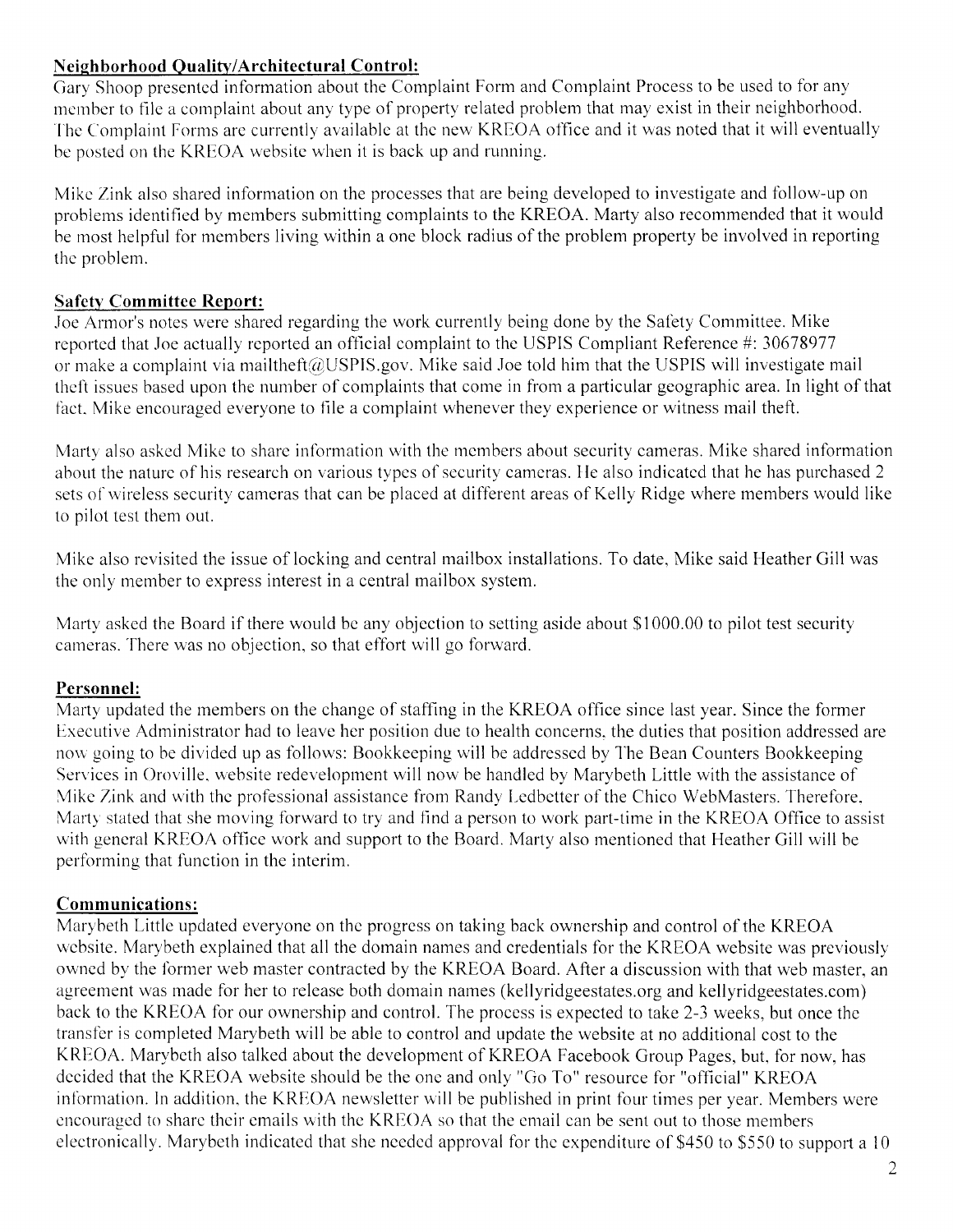**Neighborhood Quality/Architectural Control:**
Gary Shoop presented information about the Complaint Form and Complaint Process to be used to for any member to file a complaint about any type of property related problem that may exist in their neighborhood. The Complaint Forms are currently available at the new KREOA office and it was noted that it will eventually be posted on the KREOA website when it is back up and running.

Mike Zink also shared information on the processes that are being developed to investigate and follow-up on problems identified by members submitting complaints to the KREOA. Marty also recommended that it would be most helpful for members living within a one block radius of the problem property be involved in reporting the problem.

**Safety Committee Report:**
Joe Armor's notes were shared regarding the work currently being done by the Safety Committee. Mike reported that Joe actually reported an official complaint to the USPIS Compliant Reference #: 30678977 or make a complaint via mailtheft@USPIS.gov. Mike said Joe told him that the USPIS will investigate mail theft issues based upon the number of complaints that come in from a particular geographic area. In light of that fact, Mike encouraged everyone to file a complaint whenever they experience or witness mail theft.

Marty also asked Mike to share information with the members about security cameras. Mike shared information about the nature of his research on various types of security cameras. He also indicated that he has purchased 2 sets of wireless security cameras that can be placed at different areas of Kelly Ridge where members would like to pilot test them out.

Mike also revisited the issue of locking and central mailbox installations. To date, Mike said Heather Gill was the only member to express interest in a central mailbox system.

Marty asked the Board if there would be any objection to setting aside about $1000.00 to pilot test security cameras. There was no objection, so that effort will go forward.

**Personnel:**
Marty updated the members on the change of staffing in the KREOA office since last year. Since the former Executive Administrator had to leave her position due to health concerns, the duties that position addressed are now going to be divided up as follows: Bookkeeping will be addressed by The Bean Counters Bookkeeping Services in Oroville, website redevelopment will now be handled by Marybeth Little with the assistance of Mike Zink and with the professional assistance from Randy Ledbetter of the Chico WebMasters. Therefore, Marty stated that she moving forward to try and find a person to work part-time in the KREOA Office to assist with general KREOA office work and support to the Board. Marty also mentioned that Heather Gill will be performing that function in the interim.

**Communications:**
Marybeth Little updated everyone on the progress on taking back ownership and control of the KREOA website. Marybeth explained that all the domain names and credentials for the KREOA website was previously owned by the former web master contracted by the KREOA Board. After a discussion with that web master, an agreement was made for her to release both domain names (kellyridgeestates.org and kellyridgeestates.com) back to the KREOA for our ownership and control. The process is expected to take 2-3 weeks, but once the transfer is completed Marybeth will be able to control and update the website at no additional cost to the KREOA. Marybeth also talked about the development of KREOA Facebook Group Pages, but, for now, has decided that the KREOA website should be the one and only "Go To" resource for "official" KREOA information. In addition, the KREOA newsletter will be published in print four times per year. Members were encouraged to share their emails with the KREOA so that the email can be sent out to those members electronically. Marybeth indicated that she needed approval for the expenditure of $450 to $550 to support a 10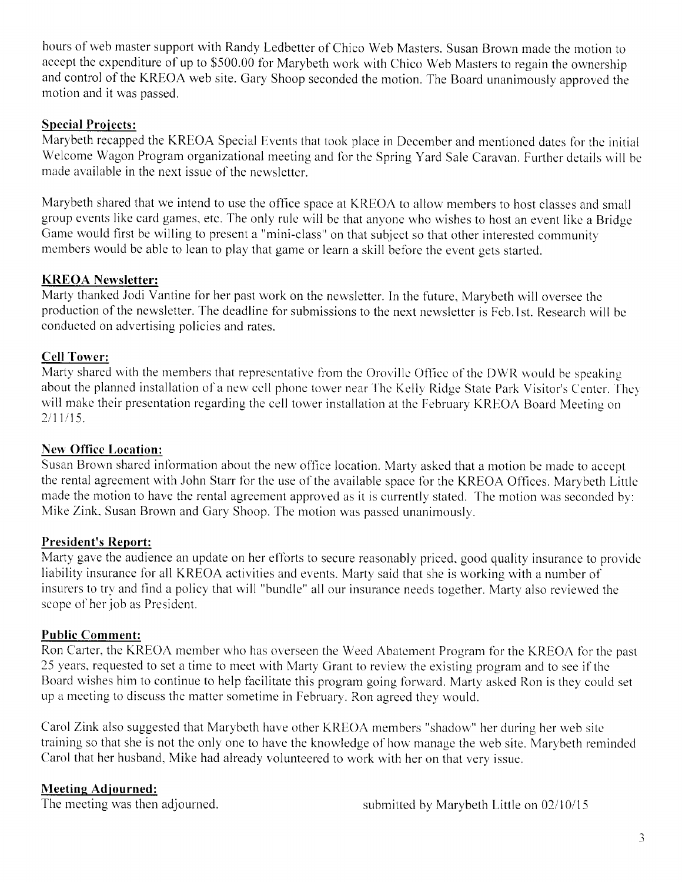hours of web master support with Randy Ledbetter of Chico Web Masters. Susan Brown made the motion to accept the expenditure of up to $500.00 for Marybeth work with Chico Web Masters to regain the ownership and control of the KREOA web site. Gary Shoop seconded the motion. The Board unanimously approved the motion and it was passed.

**Special Projects:**

Marybeth recapped the KREOA Special Events that took place in December and mentioned dates for the initial Welcome Wagon Program organizational meeting and for the Spring Yard Sale Caravan. Further details will be made available in the next issue of the newsletter.

Marybeth shared that we intend to use the office space at KREOA to allow members to host classes and small group events like card games, etc. The only rule will be that anyone who wishes to host an event like a Bridge Game would first be willing to present a "mini-class" on that subject so that other interested community members would be able to lean to play that game or learn a skill before the event gets started.

**KREOA Newsletter:**

Marty thanked Jodi Vantine for her past work on the newsletter. In the future, Marybeth will oversee the production of the newsletter. The deadline for submissions to the next newsletter is Feb.1st. Research will be conducted on advertising policies and rates.

**Cell Tower:**

Marty shared with the members that representative from the Oroville Office of the DWR would be speaking about the planned installation of a new cell phone tower near The Kelly Ridge State Park Visitor's Center. They will make their presentation regarding the cell tower installation at the February KREOA Board Meeting on 2/11/15.

**New Office Location:**

Susan Brown shared information about the new office location. Marty asked that a motion be made to accept the rental agreement with John Starr for the use of the available space for the KREOA Offices. Marybeth Little made the motion to have the rental agreement approved as it is currently stated. The motion was seconded by: Mike Zink, Susan Brown and Gary Shoop. The motion was passed unanimously.

**President's Report:**

Marty gave the audience an update on her efforts to secure reasonably priced, good quality insurance to provide liability insurance for all KREOA activities and events. Marty said that she is working with a number of insurers to try and find a policy that will "bundle" all our insurance needs together. Marty also reviewed the scope of her job as President.

**Public Comment:**

Ron Carter, the KREOA member who has overseen the Weed Abatement Program for the KREOA for the past 25 years, requested to set a time to meet with Marty Grant to review the existing program and to see if the Board wishes him to continue to help facilitate this program going forward. Marty asked Ron is they could set up a meeting to discuss the matter sometime in February. Ron agreed they would.

Carol Zink also suggested that Marybeth have other KREOA members "shadow" her during her web site training so that she is not the only one to have the knowledge of how manage the web site. Marybeth reminded Carol that her husband, Mike had already volunteered to work with her on that very issue.

**Meeting Adjourned:**

The meeting was then adjourned.

submitted by Marybeth Little on 02/10/15